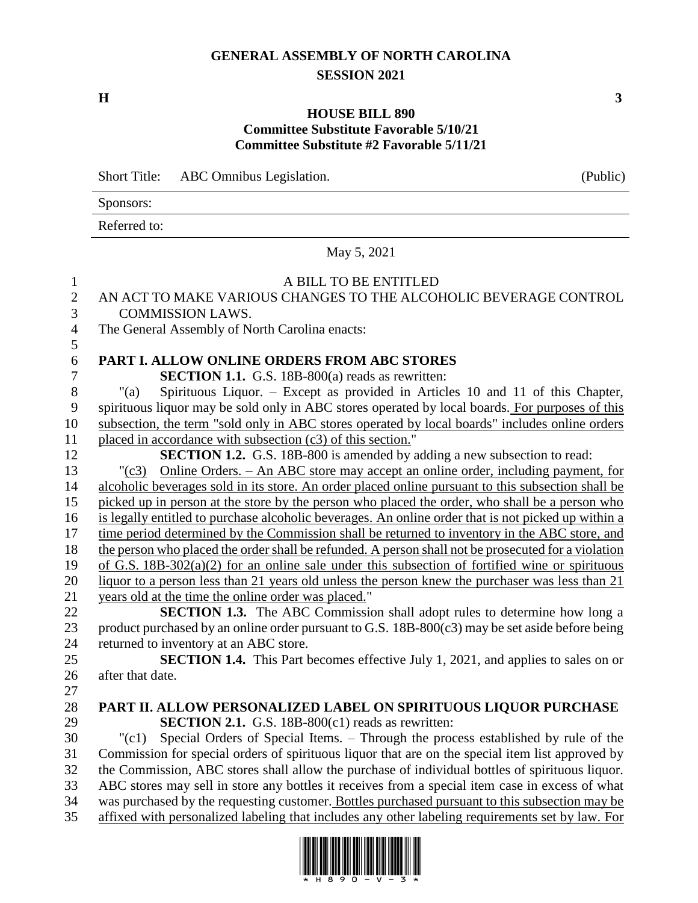# GENERAL ASSEMBLY OF NORTH CAROLINA
## SESSION 2021

**H** **3**

**HOUSE BILL 890**
**Committee Substitute Favorable 5/10/21**
**Committee Substitute #2 Favorable 5/11/21**

| Short Title: ABC Omnibus Legislation. | (Public) |
|---|---|
| Sponsors: | |
| Referred to: | |

May 5, 2021

A BILL TO BE ENTITLED

AN ACT TO MAKE VARIOUS CHANGES TO THE ALCOHOLIC BEVERAGE CONTROL COMMISSION LAWS.

The General Assembly of North Carolina enacts:

**PART I. ALLOW ONLINE ORDERS FROM ABC STORES**

**SECTION 1.1.** G.S. 18B-800(a) reads as rewritten:

"(a) Spirituous Liquor. – Except as provided in Articles 10 and 11 of this Chapter, spirituous liquor may be sold only in ABC stores operated by local boards. For purposes of this subsection, the term "sold only in ABC stores operated by local boards" includes online orders placed in accordance with subsection (c3) of this section."

**SECTION 1.2.** G.S. 18B-800 is amended by adding a new subsection to read:

"(c3) Online Orders. – An ABC store may accept an online order, including payment, for alcoholic beverages sold in its store. An order placed online pursuant to this subsection shall be picked up in person at the store by the person who placed the order, who shall be a person who is legally entitled to purchase alcoholic beverages. An online order that is not picked up within a time period determined by the Commission shall be returned to inventory in the ABC store, and the person who placed the order shall be refunded. A person shall not be prosecuted for a violation of G.S. 18B-302(a)(2) for an online sale under this subsection of fortified wine or spirituous liquor to a person less than 21 years old unless the person knew the purchaser was less than 21 years old at the time the online order was placed."

**SECTION 1.3.** The ABC Commission shall adopt rules to determine how long a product purchased by an online order pursuant to G.S. 18B-800(c3) may be set aside before being returned to inventory at an ABC store.

**SECTION 1.4.** This Part becomes effective July 1, 2021, and applies to sales on or after that date.

**PART II. ALLOW PERSONALIZED LABEL ON SPIRITUOUS LIQUOR PURCHASE**

**SECTION 2.1.** G.S. 18B-800(c1) reads as rewritten:

"(c1) Special Orders of Special Items. – Through the process established by rule of the Commission for special orders of spirituous liquor that are on the special item list approved by the Commission, ABC stores shall allow the purchase of individual bottles of spirituous liquor. ABC stores may sell in store any bottles it receives from a special item case in excess of what was purchased by the requesting customer. Bottles purchased pursuant to this subsection may be affixed with personalized labeling that includes any other labeling requirements set by law. For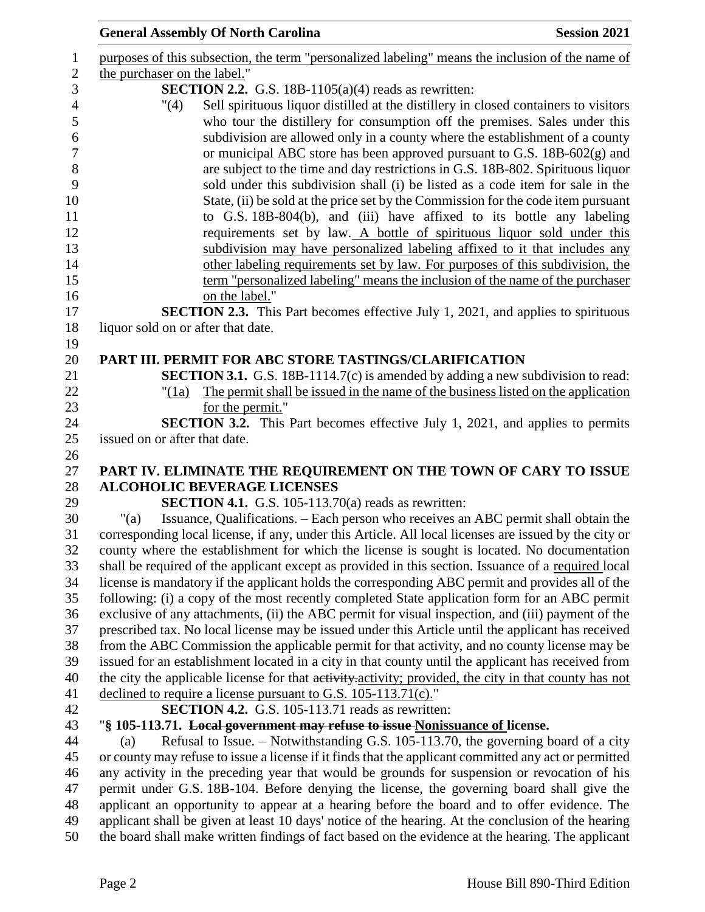purposes of this subsection, the term "personalized labeling" means the inclusion of the name of the purchaser on the label."

**SECTION 2.2.** G.S. 18B-1105(a)(4) reads as rewritten:

"(4) Sell spirituous liquor distilled at the distillery in closed containers to visitors who tour the distillery for consumption off the premises. Sales under this subdivision are allowed only in a county where the establishment of a county or municipal ABC store has been approved pursuant to G.S. 18B-602(g) and are subject to the time and day restrictions in G.S. 18B-802. Spirituous liquor sold under this subdivision shall (i) be listed as a code item for sale in the State, (ii) be sold at the price set by the Commission for the code item pursuant to G.S. 18B-804(b), and (iii) have affixed to its bottle any labeling requirements set by law. A bottle of spirituous liquor sold under this subdivision may have personalized labeling affixed to it that includes any other labeling requirements set by law. For purposes of this subdivision, the term "personalized labeling" means the inclusion of the name of the purchaser on the label."

**SECTION 2.3.** This Part becomes effective July 1, 2021, and applies to spirituous liquor sold on or after that date.

## PART III. PERMIT FOR ABC STORE TASTINGS/CLARIFICATION

**SECTION 3.1.** G.S. 18B-1114.7(c) is amended by adding a new subdivision to read:

"(1a) The permit shall be issued in the name of the business listed on the application for the permit."

**SECTION 3.2.** This Part becomes effective July 1, 2021, and applies to permits issued on or after that date.

## PART IV. ELIMINATE THE REQUIREMENT ON THE TOWN OF CARY TO ISSUE ALCOHOLIC BEVERAGE LICENSES

**SECTION 4.1.** G.S. 105-113.70(a) reads as rewritten:

"(a) Issuance, Qualifications. – Each person who receives an ABC permit shall obtain the corresponding local license, if any, under this Article. All local licenses are issued by the city or county where the establishment for which the license is sought is located. No documentation shall be required of the applicant except as provided in this section. Issuance of a required local license is mandatory if the applicant holds the corresponding ABC permit and provides all of the following: (i) a copy of the most recently completed State application form for an ABC permit exclusive of any attachments, (ii) the ABC permit for visual inspection, and (iii) payment of the prescribed tax. No local license may be issued under this Article until the applicant has received from the ABC Commission the applicable permit for that activity, and no county license may be issued for an establishment located in a city in that county until the applicant has received from the city the applicable license for that ~~activity.~~activity; provided, the city in that county has not declined to require a license pursuant to G.S. 105-113.71(c)."

**SECTION 4.2.** G.S. 105-113.71 reads as rewritten:

"**§ 105-113.71. ~~Local government may refuse to issue~~ Nonissuance of license.**

(a) Refusal to Issue. – Notwithstanding G.S. 105-113.70, the governing board of a city or county may refuse to issue a license if it finds that the applicant committed any act or permitted any activity in the preceding year that would be grounds for suspension or revocation of his permit under G.S. 18B-104. Before denying the license, the governing board shall give the applicant an opportunity to appear at a hearing before the board and to offer evidence. The applicant shall be given at least 10 days' notice of the hearing. At the conclusion of the hearing the board shall make written findings of fact based on the evidence at the hearing. The applicant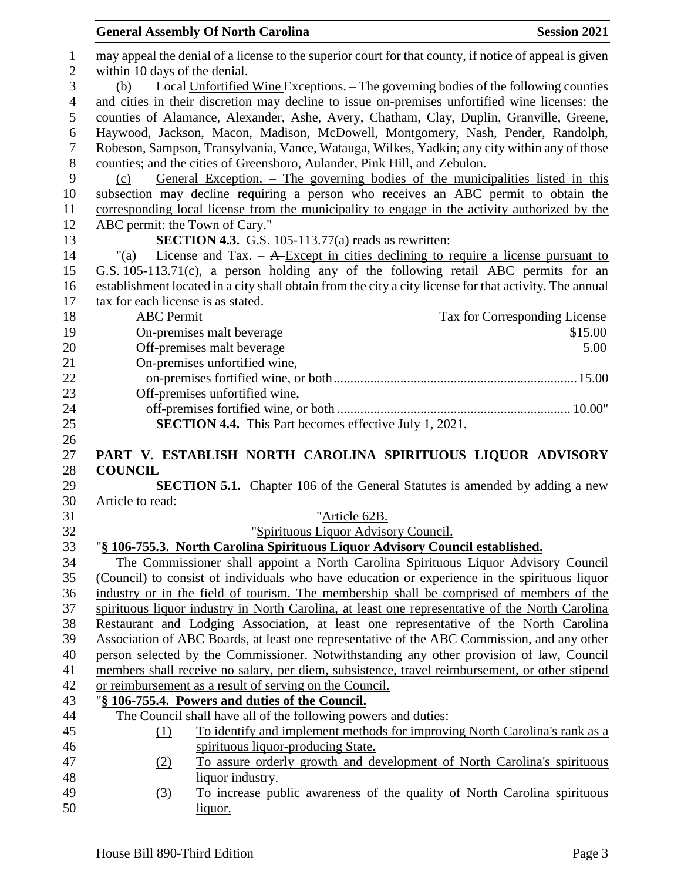may appeal the denial of a license to the superior court for that county, if notice of appeal is given within 10 days of the denial.

(b) ~~Local~~ Unfortified Wine Exceptions. – The governing bodies of the following counties and cities in their discretion may decline to issue on-premises unfortified wine licenses: the counties of Alamance, Alexander, Ashe, Avery, Chatham, Clay, Duplin, Granville, Greene, Haywood, Jackson, Macon, Madison, McDowell, Montgomery, Nash, Pender, Randolph, Robeson, Sampson, Transylvania, Vance, Watauga, Wilkes, Yadkin; any city within any of those counties; and the cities of Greensboro, Aulander, Pink Hill, and Zebulon.

(c) General Exception. – The governing bodies of the municipalities listed in this subsection may decline requiring a person who receives an ABC permit to obtain the corresponding local license from the municipality to engage in the activity authorized by the ABC permit: the Town of Cary."

**SECTION 4.3.** G.S. 105-113.77(a) reads as rewritten:

"(a) License and Tax. – ~~A~~ Except in cities declining to require a license pursuant to G.S. 105-113.71(c), a person holding any of the following retail ABC permits for an establishment located in a city shall obtain from the city a city license for that activity. The annual tax for each license is as stated.

| ABC Permit | Tax for Corresponding License |
|---|---|
| On-premises malt beverage | $15.00 |
| Off-premises malt beverage | 5.00 |
| On-premises unfortified wine, on-premises fortified wine, or both | 15.00 |
| Off-premises unfortified wine, off-premises fortified wine, or both | 10.00" |

**SECTION 4.4.** This Part becomes effective July 1, 2021.

## PART V. ESTABLISH NORTH CAROLINA SPIRITUOUS LIQUOR ADVISORY COUNCIL

**SECTION 5.1.** Chapter 106 of the General Statutes is amended by adding a new Article to read:

"Article 62B.

"Spirituous Liquor Advisory Council.

"**§ 106-755.3. North Carolina Spirituous Liquor Advisory Council established.**

The Commissioner shall appoint a North Carolina Spirituous Liquor Advisory Council (Council) to consist of individuals who have education or experience in the spirituous liquor industry or in the field of tourism. The membership shall be comprised of members of the spirituous liquor industry in North Carolina, at least one representative of the North Carolina Restaurant and Lodging Association, at least one representative of the North Carolina Association of ABC Boards, at least one representative of the ABC Commission, and any other person selected by the Commissioner. Notwithstanding any other provision of law, Council members shall receive no salary, per diem, subsistence, travel reimbursement, or other stipend or reimbursement as a result of serving on the Council.

"**§ 106-755.4. Powers and duties of the Council.**

The Council shall have all of the following powers and duties:

(1) To identify and implement methods for improving North Carolina's rank as a spirituous liquor-producing State.

(2) To assure orderly growth and development of North Carolina's spirituous liquor industry.

(3) To increase public awareness of the quality of North Carolina spirituous liquor.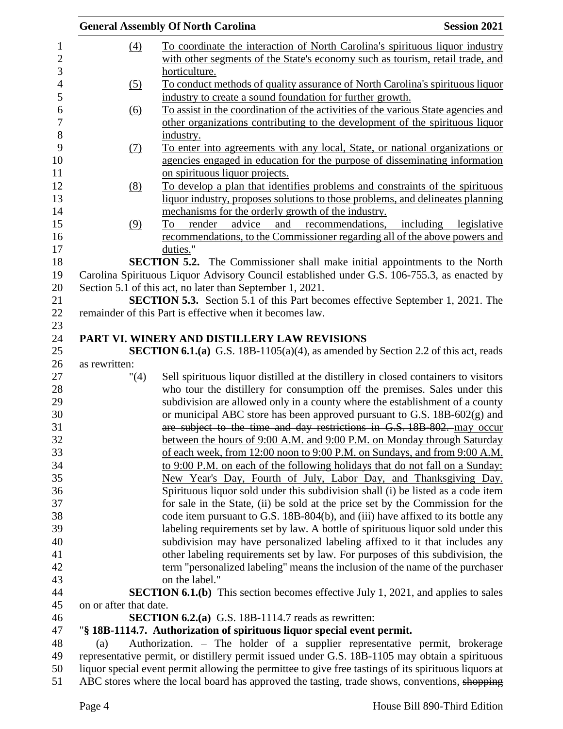(4) To coordinate the interaction of North Carolina's spirituous liquor industry with other segments of the State's economy such as tourism, retail trade, and horticulture.

(5) To conduct methods of quality assurance of North Carolina's spirituous liquor industry to create a sound foundation for further growth.

(6) To assist in the coordination of the activities of the various State agencies and other organizations contributing to the development of the spirituous liquor industry.

(7) To enter into agreements with any local, State, or national organizations or agencies engaged in education for the purpose of disseminating information on spirituous liquor projects.

(8) To develop a plan that identifies problems and constraints of the spirituous liquor industry, proposes solutions to those problems, and delineates planning mechanisms for the orderly growth of the industry.

(9) To render advice and recommendations, including legislative recommendations, to the Commissioner regarding all of the above powers and duties."

**SECTION 5.2.** The Commissioner shall make initial appointments to the North Carolina Spirituous Liquor Advisory Council established under G.S. 106-755.3, as enacted by Section 5.1 of this act, no later than September 1, 2021.

**SECTION 5.3.** Section 5.1 of this Part becomes effective September 1, 2021. The remainder of this Part is effective when it becomes law.

## PART VI. WINERY AND DISTILLERY LAW REVISIONS

**SECTION 6.1.(a)** G.S. 18B-1105(a)(4), as amended by Section 2.2 of this act, reads as rewritten:

"(4) Sell spirituous liquor distilled at the distillery in closed containers to visitors who tour the distillery for consumption off the premises. Sales under this subdivision are allowed only in a county where the establishment of a county or municipal ABC store has been approved pursuant to G.S. 18B-602(g) and ~~are subject to the time and day restrictions in G.S. 18B-802.~~ may occur between the hours of 9:00 A.M. and 9:00 P.M. on Monday through Saturday of each week, from 12:00 noon to 9:00 P.M. on Sundays, and from 9:00 A.M. to 9:00 P.M. on each of the following holidays that do not fall on a Sunday: New Year's Day, Fourth of July, Labor Day, and Thanksgiving Day. Spirituous liquor sold under this subdivision shall (i) be listed as a code item for sale in the State, (ii) be sold at the price set by the Commission for the code item pursuant to G.S. 18B-804(b), and (iii) have affixed to its bottle any labeling requirements set by law. A bottle of spirituous liquor sold under this subdivision may have personalized labeling affixed to it that includes any other labeling requirements set by law. For purposes of this subdivision, the term "personalized labeling" means the inclusion of the name of the purchaser on the label."

**SECTION 6.1.(b)** This section becomes effective July 1, 2021, and applies to sales on or after that date.

**SECTION 6.2.(a)** G.S. 18B-1114.7 reads as rewritten:

"**§ 18B-1114.7. Authorization of spirituous liquor special event permit.**

(a) Authorization. – The holder of a supplier representative permit, brokerage representative permit, or distillery permit issued under G.S. 18B-1105 may obtain a spirituous liquor special event permit allowing the permittee to give free tastings of its spirituous liquors at ABC stores where the local board has approved the tasting, trade shows, conventions, ~~shopping~~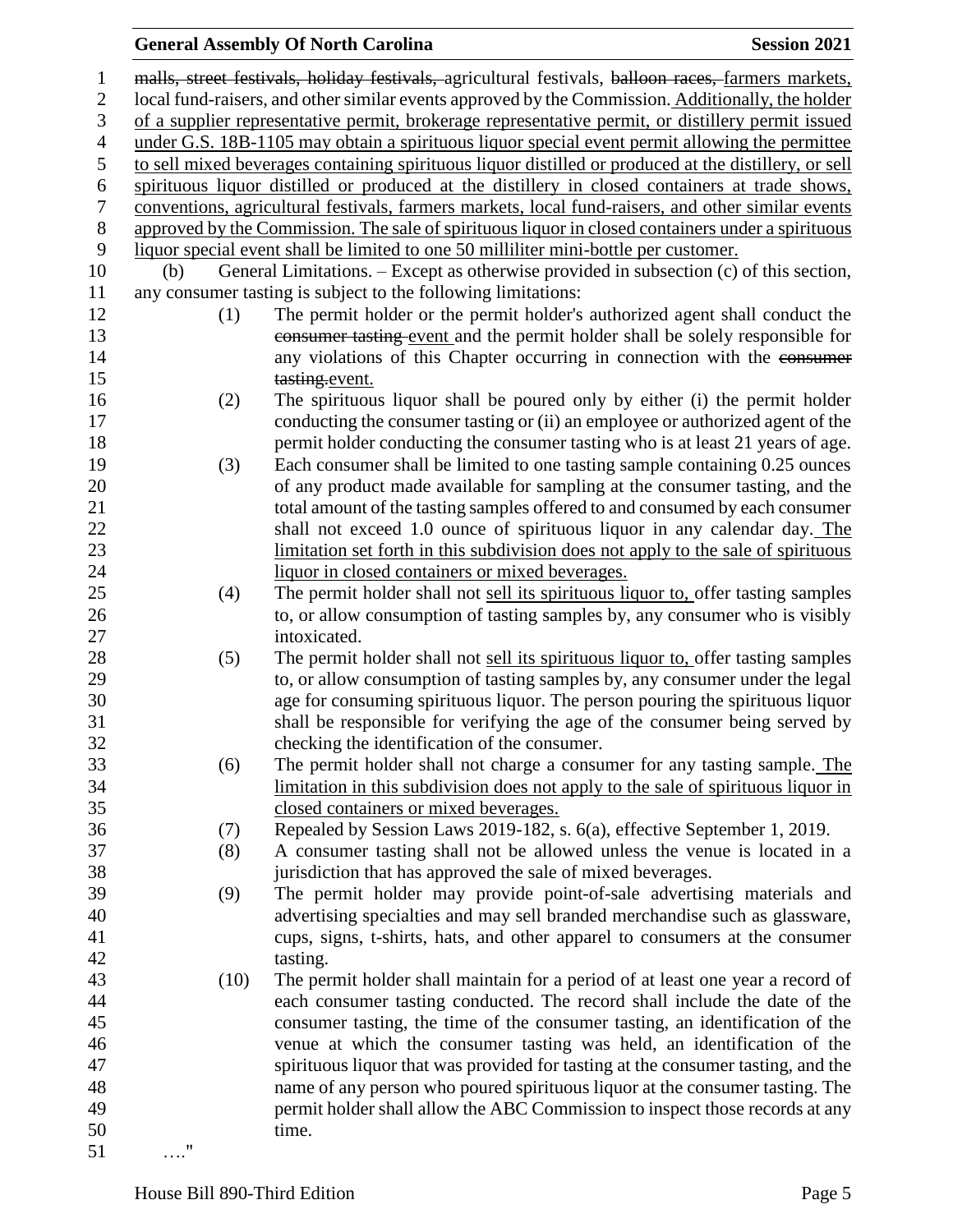malls, street festivals, holiday festivals, agricultural festivals, balloon races, farmers markets, local fund-raisers, and other similar events approved by the Commission. Additionally, the holder of a supplier representative permit, brokerage representative permit, or distillery permit issued under G.S. 18B-1105 may obtain a spirituous liquor special event permit allowing the permittee to sell mixed beverages containing spirituous liquor distilled or produced at the distillery, or sell spirituous liquor distilled or produced at the distillery in closed containers at trade shows, conventions, agricultural festivals, farmers markets, local fund-raisers, and other similar events approved by the Commission. The sale of spirituous liquor in closed containers under a spirituous liquor special event shall be limited to one 50 milliliter mini-bottle per customer.

(b) General Limitations. – Except as otherwise provided in subsection (c) of this section, any consumer tasting is subject to the following limitations:

(1) The permit holder or the permit holder's authorized agent shall conduct the consumer tasting event and the permit holder shall be solely responsible for any violations of this Chapter occurring in connection with the consumer tasting.event.

(2) The spirituous liquor shall be poured only by either (i) the permit holder conducting the consumer tasting or (ii) an employee or authorized agent of the permit holder conducting the consumer tasting who is at least 21 years of age.

(3) Each consumer shall be limited to one tasting sample containing 0.25 ounces of any product made available for sampling at the consumer tasting, and the total amount of the tasting samples offered to and consumed by each consumer shall not exceed 1.0 ounce of spirituous liquor in any calendar day. The limitation set forth in this subdivision does not apply to the sale of spirituous liquor in closed containers or mixed beverages.

(4) The permit holder shall not sell its spirituous liquor to, offer tasting samples to, or allow consumption of tasting samples by, any consumer who is visibly intoxicated.

(5) The permit holder shall not sell its spirituous liquor to, offer tasting samples to, or allow consumption of tasting samples by, any consumer under the legal age for consuming spirituous liquor. The person pouring the spirituous liquor shall be responsible for verifying the age of the consumer being served by checking the identification of the consumer.

(6) The permit holder shall not charge a consumer for any tasting sample. The limitation in this subdivision does not apply to the sale of spirituous liquor in closed containers or mixed beverages.

(7) Repealed by Session Laws 2019-182, s. 6(a), effective September 1, 2019.

(8) A consumer tasting shall not be allowed unless the venue is located in a jurisdiction that has approved the sale of mixed beverages.

(9) The permit holder may provide point-of-sale advertising materials and advertising specialties and may sell branded merchandise such as glassware, cups, signs, t-shirts, hats, and other apparel to consumers at the consumer tasting.

(10) The permit holder shall maintain for a period of at least one year a record of each consumer tasting conducted. The record shall include the date of the consumer tasting, the time of the consumer tasting, an identification of the venue at which the consumer tasting was held, an identification of the spirituous liquor that was provided for tasting at the consumer tasting, and the name of any person who poured spirituous liquor at the consumer tasting. The permit holder shall allow the ABC Commission to inspect those records at any time.

…."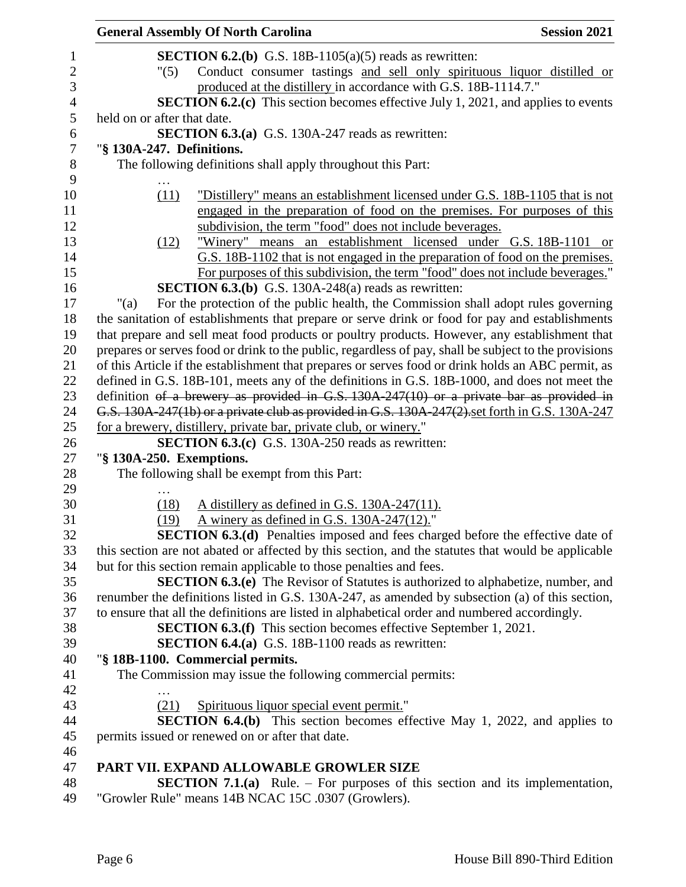**SECTION 6.2.(b)** G.S. 18B-1105(a)(5) reads as rewritten:

"(5) Conduct consumer tastings and sell only spirituous liquor distilled or produced at the distillery in accordance with G.S. 18B-1114.7."

**SECTION 6.2.(c)** This section becomes effective July 1, 2021, and applies to events held on or after that date.

**SECTION 6.3.(a)** G.S. 130A-247 reads as rewritten:

"**§ 130A-247. Definitions.**

The following definitions shall apply throughout this Part:

…

(11) "Distillery" means an establishment licensed under G.S. 18B-1105 that is not engaged in the preparation of food on the premises. For purposes of this subdivision, the term "food" does not include beverages.

(12) "Winery" means an establishment licensed under G.S. 18B-1101 or G.S. 18B-1102 that is not engaged in the preparation of food on the premises. For purposes of this subdivision, the term "food" does not include beverages."

**SECTION 6.3.(b)** G.S. 130A-248(a) reads as rewritten:

"(a) For the protection of the public health, the Commission shall adopt rules governing the sanitation of establishments that prepare or serve drink or food for pay and establishments that prepare and sell meat food products or poultry products. However, any establishment that prepares or serves food or drink to the public, regardless of pay, shall be subject to the provisions of this Article if the establishment that prepares or serves food or drink holds an ABC permit, as defined in G.S. 18B-101, meets any of the definitions in G.S. 18B-1000, and does not meet the definition ~~of a brewery as provided in G.S. 130A-247(10) or a private bar as provided in G.S. 130A-247(1b) or a private club as provided in G.S. 130A-247(2).~~set forth in G.S. 130A-247 for a brewery, distillery, private bar, private club, or winery."

**SECTION 6.3.(c)** G.S. 130A-250 reads as rewritten:

"**§ 130A-250. Exemptions.**

The following shall be exempt from this Part:

…

(18) A distillery as defined in G.S. 130A-247(11).

(19) A winery as defined in G.S. 130A-247(12)."

**SECTION 6.3.(d)** Penalties imposed and fees charged before the effective date of this section are not abated or affected by this section, and the statutes that would be applicable but for this section remain applicable to those penalties and fees.

**SECTION 6.3.(e)** The Revisor of Statutes is authorized to alphabetize, number, and renumber the definitions listed in G.S. 130A-247, as amended by subsection (a) of this section, to ensure that all the definitions are listed in alphabetical order and numbered accordingly.

**SECTION 6.3.(f)** This section becomes effective September 1, 2021.

**SECTION 6.4.(a)** G.S. 18B-1100 reads as rewritten:

"**§ 18B-1100. Commercial permits.**

The Commission may issue the following commercial permits:

…

(21) Spirituous liquor special event permit."

**SECTION 6.4.(b)** This section becomes effective May 1, 2022, and applies to permits issued or renewed on or after that date.

## PART VII. EXPAND ALLOWABLE GROWLER SIZE

**SECTION 7.1.(a)** Rule. – For purposes of this section and its implementation, "Growler Rule" means 14B NCAC 15C .0307 (Growlers).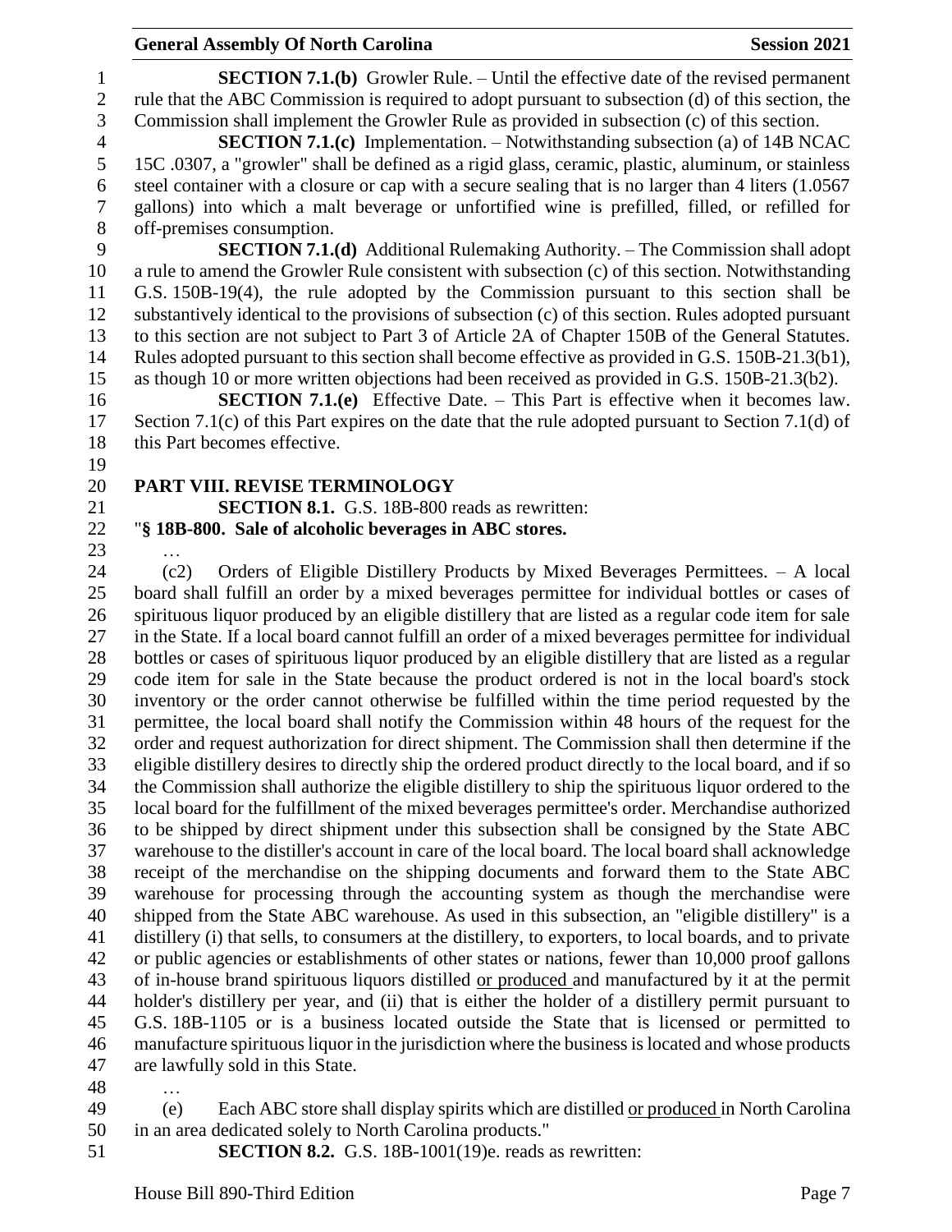**SECTION 7.1.(b)** Growler Rule. – Until the effective date of the revised permanent rule that the ABC Commission is required to adopt pursuant to subsection (d) of this section, the Commission shall implement the Growler Rule as provided in subsection (c) of this section.

**SECTION 7.1.(c)** Implementation. – Notwithstanding subsection (a) of 14B NCAC 15C .0307, a "growler" shall be defined as a rigid glass, ceramic, plastic, aluminum, or stainless steel container with a closure or cap with a secure sealing that is no larger than 4 liters (1.0567 gallons) into which a malt beverage or unfortified wine is prefilled, filled, or refilled for off-premises consumption.

**SECTION 7.1.(d)** Additional Rulemaking Authority. – The Commission shall adopt a rule to amend the Growler Rule consistent with subsection (c) of this section. Notwithstanding G.S. 150B-19(4), the rule adopted by the Commission pursuant to this section shall be substantively identical to the provisions of subsection (c) of this section. Rules adopted pursuant to this section are not subject to Part 3 of Article 2A of Chapter 150B of the General Statutes. Rules adopted pursuant to this section shall become effective as provided in G.S. 150B-21.3(b1), as though 10 or more written objections had been received as provided in G.S. 150B-21.3(b2).

**SECTION 7.1.(e)** Effective Date. – This Part is effective when it becomes law. Section 7.1(c) of this Part expires on the date that the rule adopted pursuant to Section 7.1(d) of this Part becomes effective.

**PART VIII. REVISE TERMINOLOGY**

**SECTION 8.1.** G.S. 18B-800 reads as rewritten:

"**§ 18B-800. Sale of alcoholic beverages in ABC stores.**

…

(c2) Orders of Eligible Distillery Products by Mixed Beverages Permittees. – A local board shall fulfill an order by a mixed beverages permittee for individual bottles or cases of spirituous liquor produced by an eligible distillery that are listed as a regular code item for sale in the State. If a local board cannot fulfill an order of a mixed beverages permittee for individual bottles or cases of spirituous liquor produced by an eligible distillery that are listed as a regular code item for sale in the State because the product ordered is not in the local board's stock inventory or the order cannot otherwise be fulfilled within the time period requested by the permittee, the local board shall notify the Commission within 48 hours of the request for the order and request authorization for direct shipment. The Commission shall then determine if the eligible distillery desires to directly ship the ordered product directly to the local board, and if so the Commission shall authorize the eligible distillery to ship the spirituous liquor ordered to the local board for the fulfillment of the mixed beverages permittee's order. Merchandise authorized to be shipped by direct shipment under this subsection shall be consigned by the State ABC warehouse to the distiller's account in care of the local board. The local board shall acknowledge receipt of the merchandise on the shipping documents and forward them to the State ABC warehouse for processing through the accounting system as though the merchandise were shipped from the State ABC warehouse. As used in this subsection, an "eligible distillery" is a distillery (i) that sells, to consumers at the distillery, to exporters, to local boards, and to private or public agencies or establishments of other states or nations, fewer than 10,000 proof gallons of in-house brand spirituous liquors distilled <u>or produced</u> and manufactured by it at the permit holder's distillery per year, and (ii) that is either the holder of a distillery permit pursuant to G.S. 18B-1105 or is a business located outside the State that is licensed or permitted to manufacture spirituous liquor in the jurisdiction where the business is located and whose products are lawfully sold in this State.

…

(e) Each ABC store shall display spirits which are distilled <u>or produced</u> in North Carolina in an area dedicated solely to North Carolina products."

**SECTION 8.2.** G.S. 18B-1001(19)e. reads as rewritten: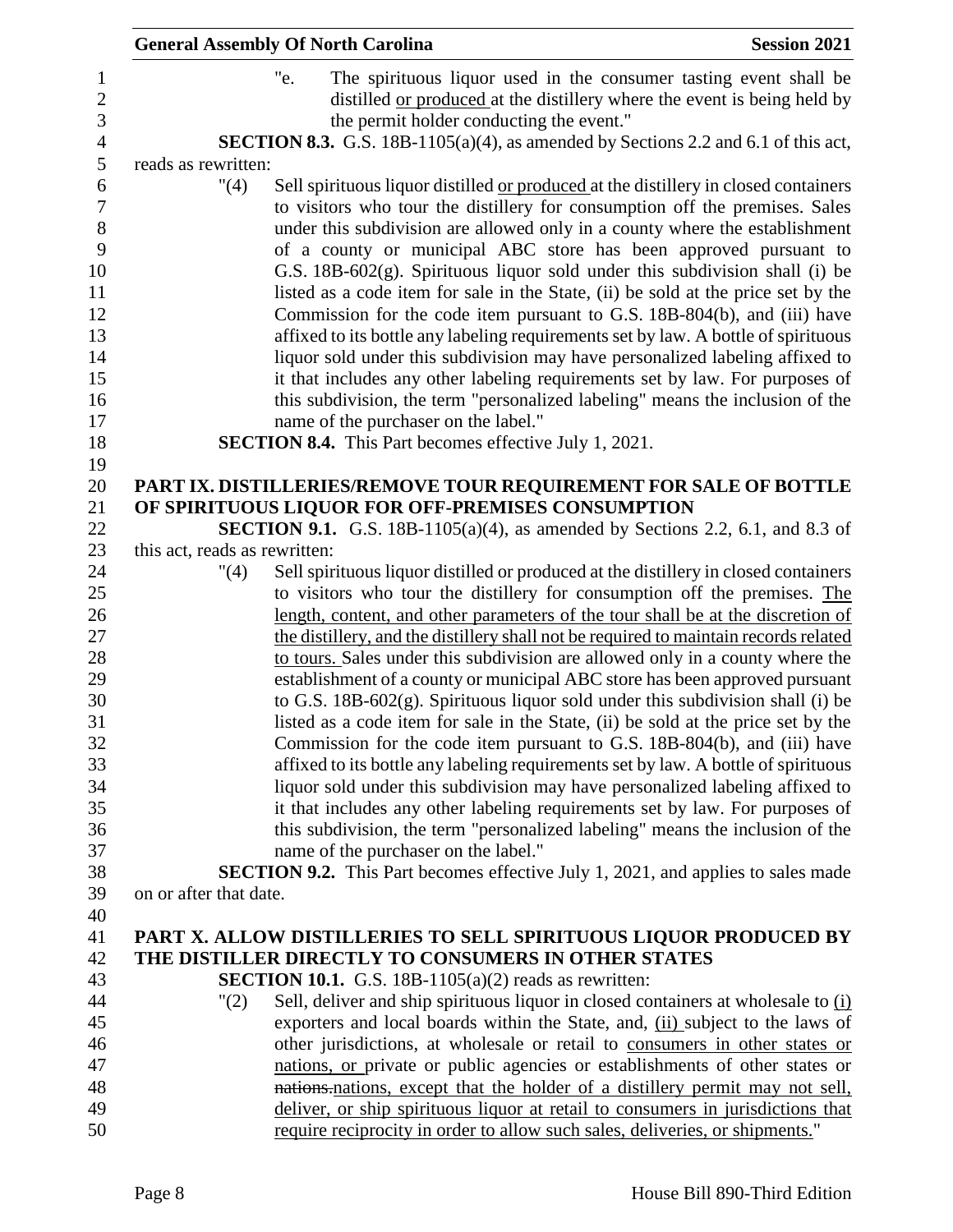"e. The spirituous liquor used in the consumer tasting event shall be distilled <u>or produced</u> at the distillery where the event is being held by the permit holder conducting the event."

**SECTION 8.3.** G.S. 18B-1105(a)(4), as amended by Sections 2.2 and 6.1 of this act, reads as rewritten:

"(4) Sell spirituous liquor distilled <u>or produced</u> at the distillery in closed containers to visitors who tour the distillery for consumption off the premises. Sales under this subdivision are allowed only in a county where the establishment of a county or municipal ABC store has been approved pursuant to G.S. 18B-602(g). Spirituous liquor sold under this subdivision shall (i) be listed as a code item for sale in the State, (ii) be sold at the price set by the Commission for the code item pursuant to G.S. 18B-804(b), and (iii) have affixed to its bottle any labeling requirements set by law. A bottle of spirituous liquor sold under this subdivision may have personalized labeling affixed to it that includes any other labeling requirements set by law. For purposes of this subdivision, the term "personalized labeling" means the inclusion of the name of the purchaser on the label."

**SECTION 8.4.** This Part becomes effective July 1, 2021.

## PART IX. DISTILLERIES/REMOVE TOUR REQUIREMENT FOR SALE OF BOTTLE OF SPIRITUOUS LIQUOR FOR OFF-PREMISES CONSUMPTION

**SECTION 9.1.** G.S. 18B-1105(a)(4), as amended by Sections 2.2, 6.1, and 8.3 of this act, reads as rewritten:

"(4) Sell spirituous liquor distilled or produced at the distillery in closed containers to visitors who tour the distillery for consumption off the premises. <u>The length, content, and other parameters of the tour shall be at the discretion of the distillery, and the distillery shall not be required to maintain records related to tours.</u> Sales under this subdivision are allowed only in a county where the establishment of a county or municipal ABC store has been approved pursuant to G.S. 18B-602(g). Spirituous liquor sold under this subdivision shall (i) be listed as a code item for sale in the State, (ii) be sold at the price set by the Commission for the code item pursuant to G.S. 18B-804(b), and (iii) have affixed to its bottle any labeling requirements set by law. A bottle of spirituous liquor sold under this subdivision may have personalized labeling affixed to it that includes any other labeling requirements set by law. For purposes of this subdivision, the term "personalized labeling" means the inclusion of the name of the purchaser on the label."

**SECTION 9.2.** This Part becomes effective July 1, 2021, and applies to sales made on or after that date.

## PART X. ALLOW DISTILLERIES TO SELL SPIRITUOUS LIQUOR PRODUCED BY THE DISTILLER DIRECTLY TO CONSUMERS IN OTHER STATES

**SECTION 10.1.** G.S. 18B-1105(a)(2) reads as rewritten:

"(2) Sell, deliver and ship spirituous liquor in closed containers at wholesale to <u>(i)</u> exporters and local boards within the State, and, <u>(ii)</u> subject to the laws of other jurisdictions, at wholesale or retail to <u>consumers in other states or nations, or</u> private or public agencies or establishments of other states or ~~nations.~~<u>nations, except that the holder of a distillery permit may not sell, deliver, or ship spirituous liquor at retail to consumers in jurisdictions that require reciprocity in order to allow such sales, deliveries, or shipments.</u>"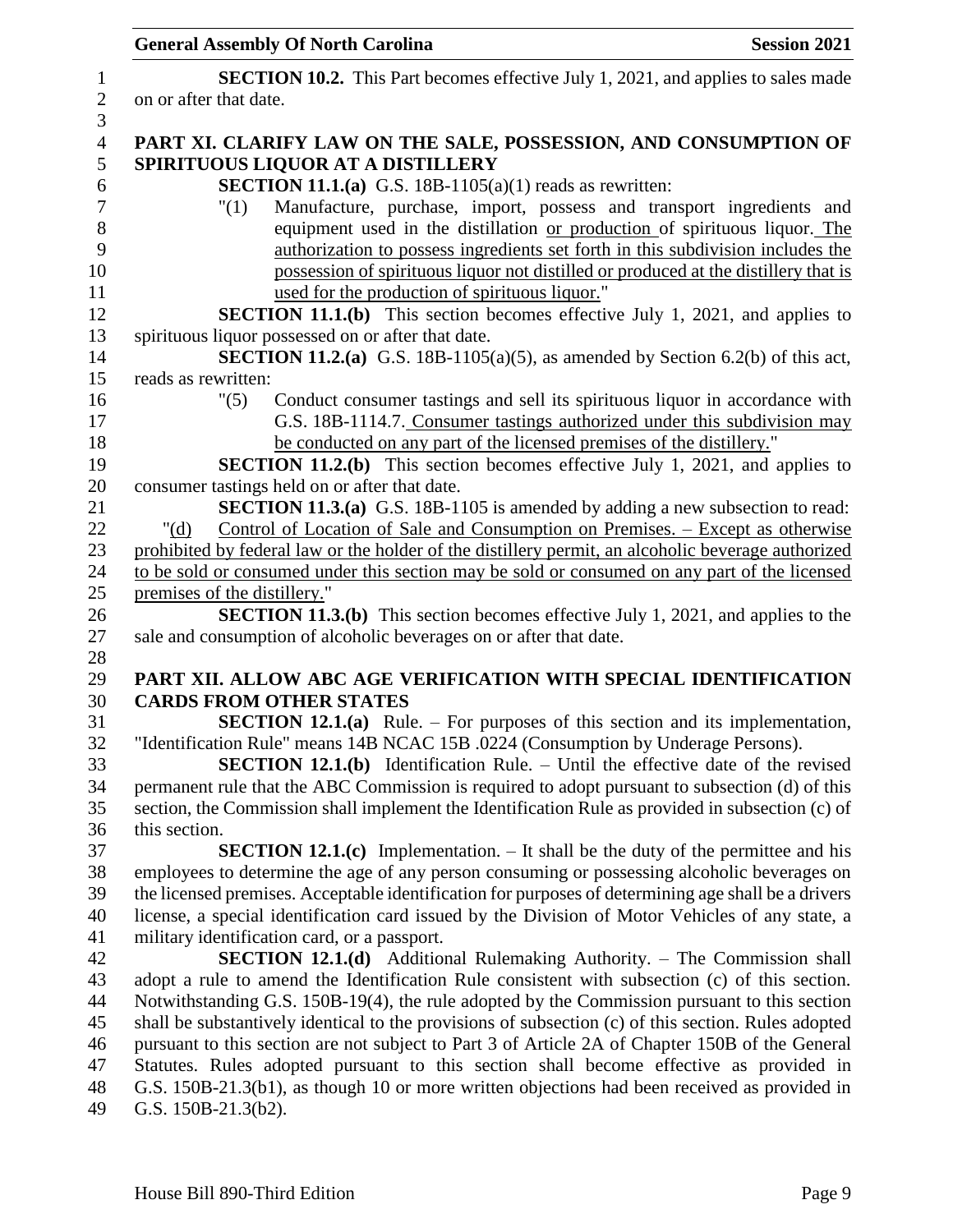**SECTION 10.2.** This Part becomes effective July 1, 2021, and applies to sales made on or after that date.

## PART XI. CLARIFY LAW ON THE SALE, POSSESSION, AND CONSUMPTION OF SPIRITUOUS LIQUOR AT A DISTILLERY

**SECTION 11.1.(a)** G.S. 18B-1105(a)(1) reads as rewritten:

"(1) Manufacture, purchase, import, possess and transport ingredients and equipment used in the distillation or production of spirituous liquor. The authorization to possess ingredients set forth in this subdivision includes the possession of spirituous liquor not distilled or produced at the distillery that is used for the production of spirituous liquor."

**SECTION 11.1.(b)** This section becomes effective July 1, 2021, and applies to spirituous liquor possessed on or after that date.

**SECTION 11.2.(a)** G.S. 18B-1105(a)(5), as amended by Section 6.2(b) of this act, reads as rewritten:

"(5) Conduct consumer tastings and sell its spirituous liquor in accordance with G.S. 18B-1114.7. Consumer tastings authorized under this subdivision may be conducted on any part of the licensed premises of the distillery."

**SECTION 11.2.(b)** This section becomes effective July 1, 2021, and applies to consumer tastings held on or after that date.

**SECTION 11.3.(a)** G.S. 18B-1105 is amended by adding a new subsection to read:

"(d) Control of Location of Sale and Consumption on Premises. – Except as otherwise prohibited by federal law or the holder of the distillery permit, an alcoholic beverage authorized to be sold or consumed under this section may be sold or consumed on any part of the licensed premises of the distillery."

**SECTION 11.3.(b)** This section becomes effective July 1, 2021, and applies to the sale and consumption of alcoholic beverages on or after that date.

## PART XII. ALLOW ABC AGE VERIFICATION WITH SPECIAL IDENTIFICATION CARDS FROM OTHER STATES

**SECTION 12.1.(a)** Rule. – For purposes of this section and its implementation, "Identification Rule" means 14B NCAC 15B .0224 (Consumption by Underage Persons).

**SECTION 12.1.(b)** Identification Rule. – Until the effective date of the revised permanent rule that the ABC Commission is required to adopt pursuant to subsection (d) of this section, the Commission shall implement the Identification Rule as provided in subsection (c) of this section.

**SECTION 12.1.(c)** Implementation. – It shall be the duty of the permittee and his employees to determine the age of any person consuming or possessing alcoholic beverages on the licensed premises. Acceptable identification for purposes of determining age shall be a drivers license, a special identification card issued by the Division of Motor Vehicles of any state, a military identification card, or a passport.

**SECTION 12.1.(d)** Additional Rulemaking Authority. – The Commission shall adopt a rule to amend the Identification Rule consistent with subsection (c) of this section. Notwithstanding G.S. 150B-19(4), the rule adopted by the Commission pursuant to this section shall be substantively identical to the provisions of subsection (c) of this section. Rules adopted pursuant to this section are not subject to Part 3 of Article 2A of Chapter 150B of the General Statutes. Rules adopted pursuant to this section shall become effective as provided in G.S. 150B-21.3(b1), as though 10 or more written objections had been received as provided in G.S. 150B-21.3(b2).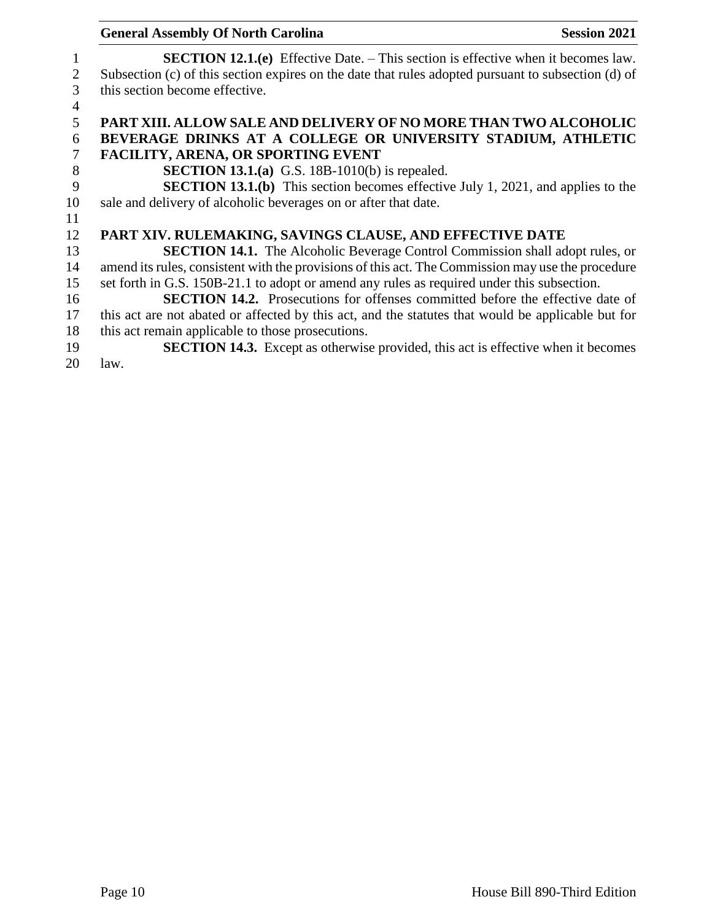**SECTION 12.1.(e)** Effective Date. – This section is effective when it becomes law. Subsection (c) of this section expires on the date that rules adopted pursuant to subsection (d) of this section become effective.

## PART XIII. ALLOW SALE AND DELIVERY OF NO MORE THAN TWO ALCOHOLIC BEVERAGE DRINKS AT A COLLEGE OR UNIVERSITY STADIUM, ATHLETIC FACILITY, ARENA, OR SPORTING EVENT

**SECTION 13.1.(a)** G.S. 18B-1010(b) is repealed.

**SECTION 13.1.(b)** This section becomes effective July 1, 2021, and applies to the sale and delivery of alcoholic beverages on or after that date.

## PART XIV. RULEMAKING, SAVINGS CLAUSE, AND EFFECTIVE DATE

**SECTION 14.1.** The Alcoholic Beverage Control Commission shall adopt rules, or amend its rules, consistent with the provisions of this act. The Commission may use the procedure set forth in G.S. 150B-21.1 to adopt or amend any rules as required under this subsection.

**SECTION 14.2.** Prosecutions for offenses committed before the effective date of this act are not abated or affected by this act, and the statutes that would be applicable but for this act remain applicable to those prosecutions.

**SECTION 14.3.** Except as otherwise provided, this act is effective when it becomes law.